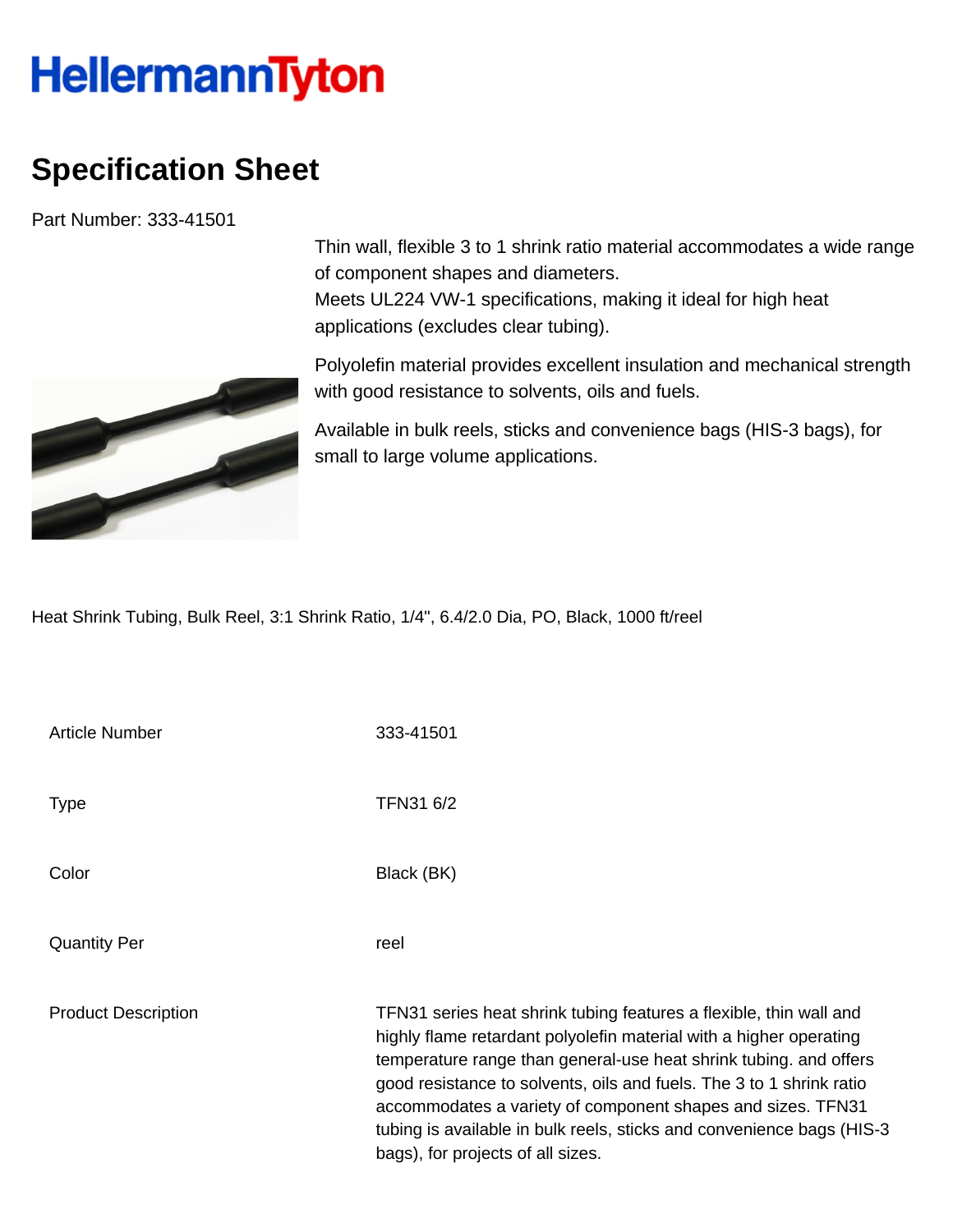HellermannTyton

# Specification Sheet

Part Number: 333-41501

Thin wall, flexible 3 to 1 shrink ratio material accommodates a wide range of component shapes and diameters.
Meets UL224 VW-1 specifications, making it ideal for high heat applications (excludes clear tubing).

Polyolefin material provides excellent insulation and mechanical strength with good resistance to solvents, oils and fuels.

Available in bulk reels, sticks and convenience bags (HIS-3 bags), for small to large volume applications.

Heat Shrink Tubing, Bulk Reel, 3:1 Shrink Ratio, 1/4", 6.4/2.0 Dia, PO, Black, 1000 ft/reel

| | |
|---|---|
| Article Number | 333-41501 |
| Type | TFN31 6/2 |
| Color | Black (BK) |
| Quantity Per | reel |
| Product Description | TFN31 series heat shrink tubing features a flexible, thin wall and highly flame retardant polyolefin material with a higher operating temperature range than general-use heat shrink tubing. and offers good resistance to solvents, oils and fuels. The 3 to 1 shrink ratio accommodates a variety of component shapes and sizes. TFN31 tubing is available in bulk reels, sticks and convenience bags (HIS-3 bags), for projects of all sizes. |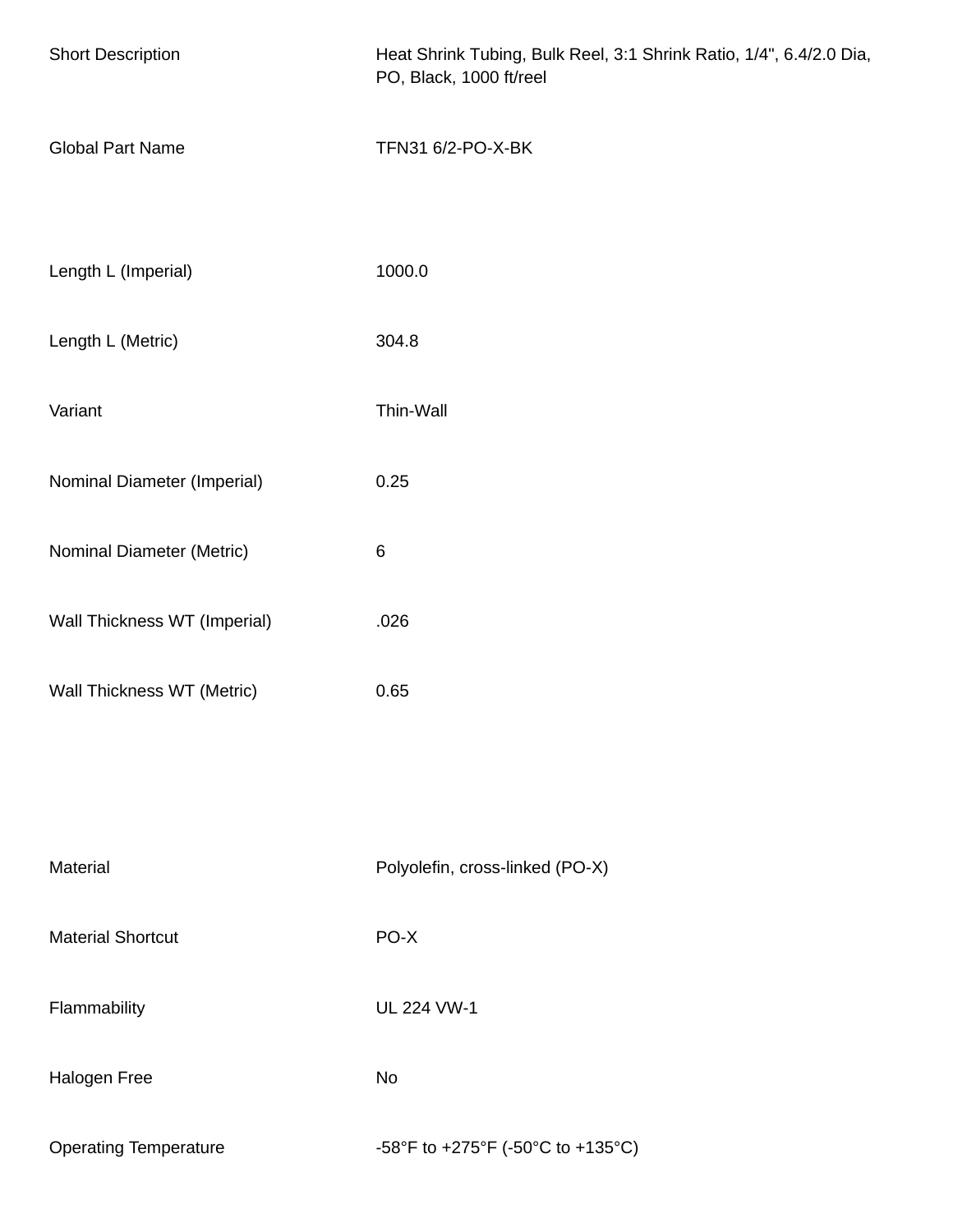| | |
|---|---|
| Short Description | Heat Shrink Tubing, Bulk Reel, 3:1 Shrink Ratio, 1/4", 6.4/2.0 Dia, PO, Black, 1000 ft/reel |
| Global Part Name | TFN31 6/2-PO-X-BK |
| Length L (Imperial) | 1000.0 |
| Length L (Metric) | 304.8 |
| Variant | Thin-Wall |
| Nominal Diameter (Imperial) | 0.25 |
| Nominal Diameter (Metric) | 6 |
| Wall Thickness WT (Imperial) | .026 |
| Wall Thickness WT (Metric) | 0.65 |
| Material | Polyolefin, cross-linked (PO-X) |
| Material Shortcut | PO-X |
| Flammability | UL 224 VW-1 |
| Halogen Free | No |
| Operating Temperature | -58°F to +275°F (-50°C to +135°C) |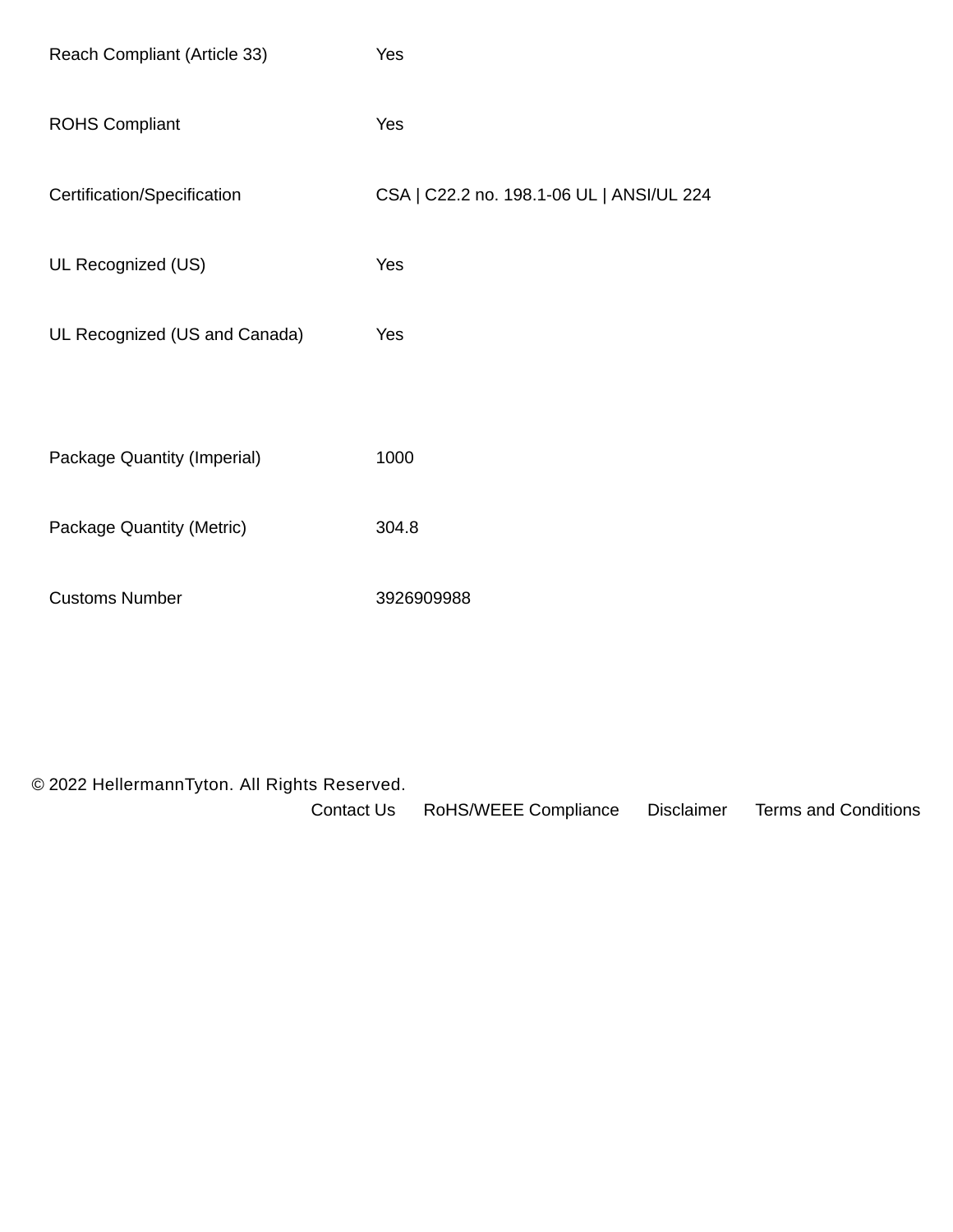| | |
|---|---|
| Reach Compliant (Article 33) | Yes |
| ROHS Compliant | Yes |
| Certification/Specification | CSA \| C22.2 no. 198.1-06 UL \| ANSI/UL 224 |
| UL Recognized (US) | Yes |
| UL Recognized (US and Canada) | Yes |

| | |
|---|---|
| Package Quantity (Imperial) | 1000 |
| Package Quantity (Metric) | 304.8 |
| Customs Number | 3926909988 |

© 2022 HellermannTyton. All Rights Reserved.

Contact Us RoHS/WEEE Compliance Disclaimer Terms and Conditions